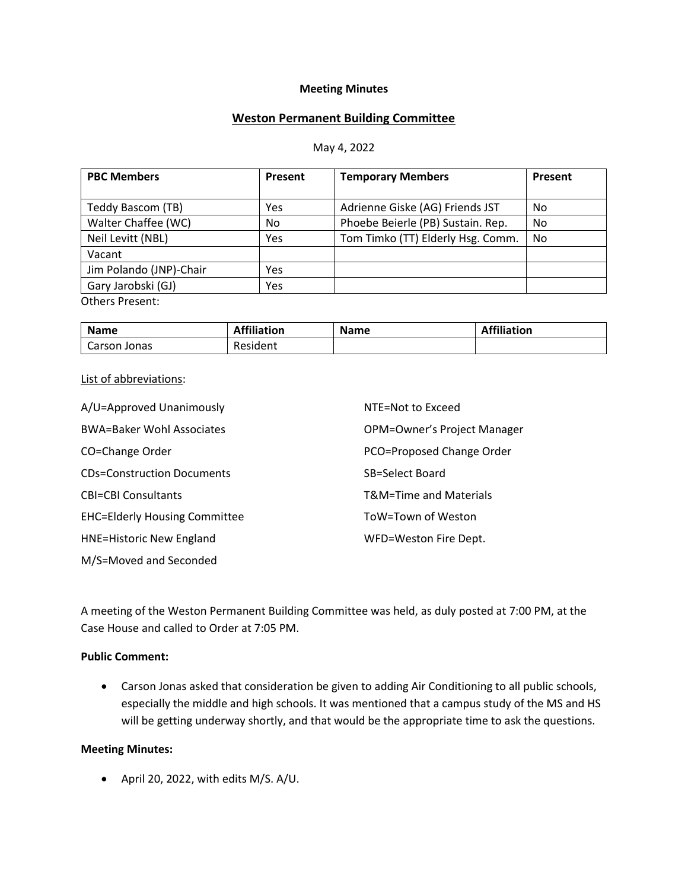**Meeting Minutes**

## Weston Permanent Building Committee

May 4, 2022

| PBC Members | Present | Temporary Members | Present |
|---|---|---|---|
| Teddy Bascom (TB) | Yes | Adrienne Giske (AG) Friends JST | No |
| Walter Chaffee (WC) | No | Phoebe Beierle (PB) Sustain. Rep. | No |
| Neil Levitt (NBL) | Yes | Tom Timko (TT) Elderly Hsg. Comm. | No |
| Vacant | | | |
| Jim Polando (JNP)-Chair | Yes | | |
| Gary Jarobski (GJ) | Yes | | |

Others Present:

| Name | Affiliation | Name | Affiliation |
|---|---|---|---|
| Carson Jonas | Resident | | |

List of abbreviations:

A/U=Approved Unanimously

BWA=Baker Wohl Associates

CO=Change Order

CDs=Construction Documents

CBI=CBI Consultants

EHC=Elderly Housing Committee

HNE=Historic New England

M/S=Moved and Seconded

NTE=Not to Exceed

OPM=Owner's Project Manager

PCO=Proposed Change Order

SB=Select Board

T&M=Time and Materials

ToW=Town of Weston

WFD=Weston Fire Dept.

A meeting of the Weston Permanent Building Committee was held, as duly posted at 7:00 PM, at the Case House and called to Order at 7:05 PM.

**Public Comment:**

- Carson Jonas asked that consideration be given to adding Air Conditioning to all public schools, especially the middle and high schools. It was mentioned that a campus study of the MS and HS will be getting underway shortly, and that would be the appropriate time to ask the questions.

**Meeting Minutes:**

- April 20, 2022, with edits M/S. A/U.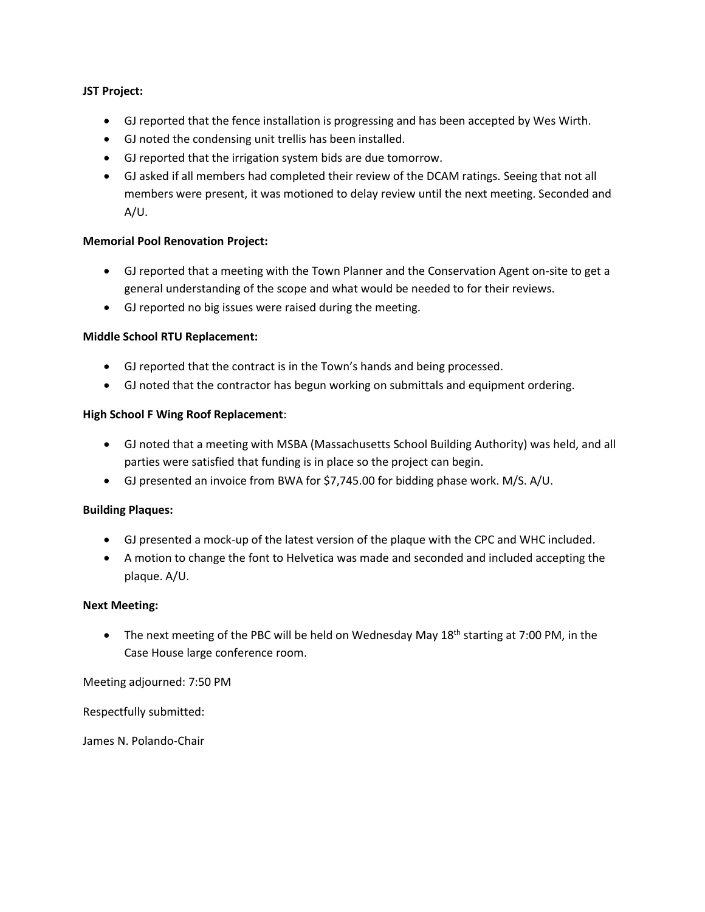**JST Project:**

- GJ reported that the fence installation is progressing and has been accepted by Wes Wirth.
- GJ noted the condensing unit trellis has been installed.
- GJ reported that the irrigation system bids are due tomorrow.
- GJ asked if all members had completed their review of the DCAM ratings. Seeing that not all members were present, it was motioned to delay review until the next meeting. Seconded and A/U.

**Memorial Pool Renovation Project:**

- GJ reported that a meeting with the Town Planner and the Conservation Agent on-site to get a general understanding of the scope and what would be needed to for their reviews.
- GJ reported no big issues were raised during the meeting.

**Middle School RTU Replacement:**

- GJ reported that the contract is in the Town's hands and being processed.
- GJ noted that the contractor has begun working on submittals and equipment ordering.

**High School F Wing Roof Replacement**:

- GJ noted that a meeting with MSBA (Massachusetts School Building Authority) was held, and all parties were satisfied that funding is in place so the project can begin.
- GJ presented an invoice from BWA for $7,745.00 for bidding phase work. M/S. A/U.

**Building Plaques:**

- GJ presented a mock-up of the latest version of the plaque with the CPC and WHC included.
- A motion to change the font to Helvetica was made and seconded and included accepting the plaque. A/U.

**Next Meeting:**

- The next meeting of the PBC will be held on Wednesday May 18th starting at 7:00 PM, in the Case House large conference room.

Meeting adjourned: 7:50 PM

Respectfully submitted:

James N. Polando-Chair